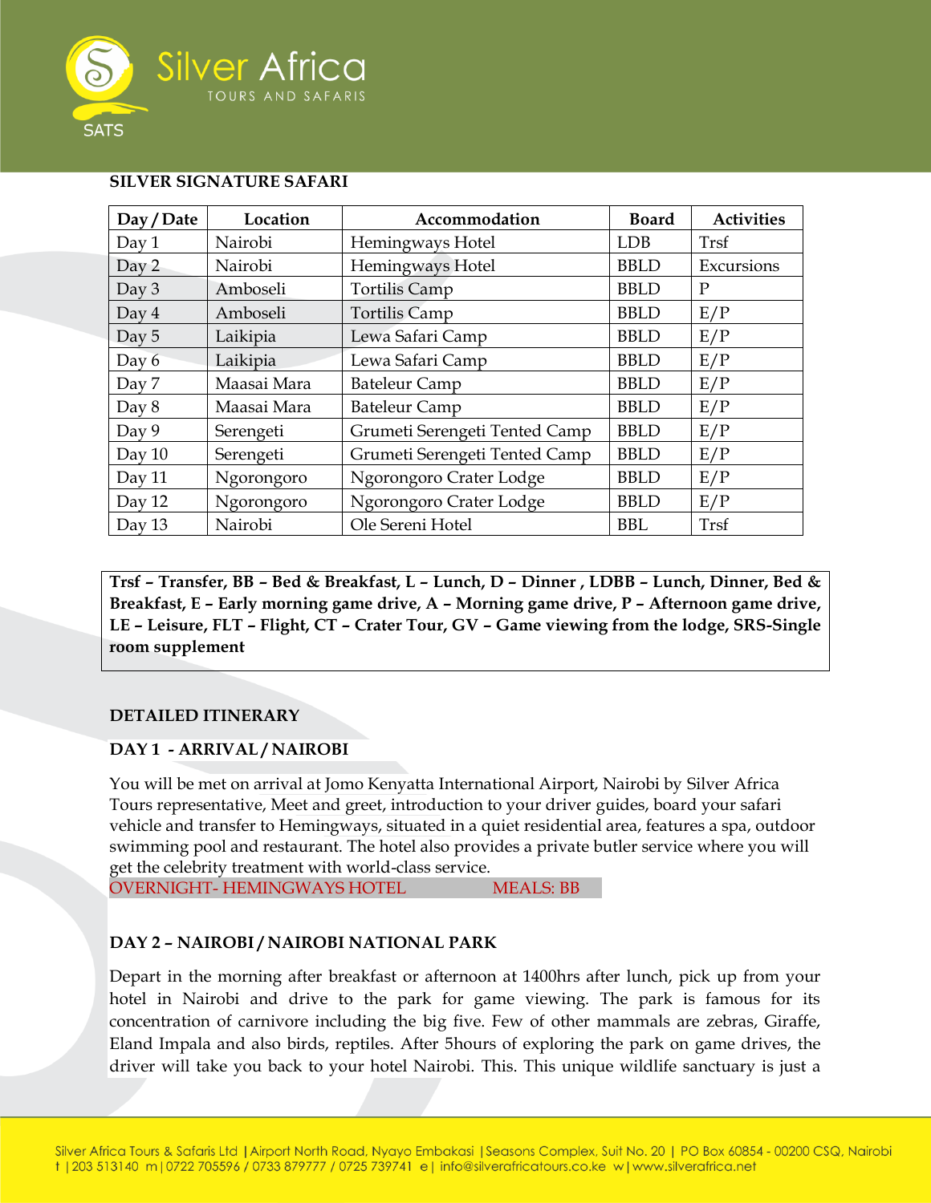**SILVER SIGNATURE SAFARI**

| Day / Date | Location | Accommodation | Board | Activities |
|---|---|---|---|---|
| Day 1 | Nairobi | Hemingways Hotel | LDB | Trsf |
| Day 2 | Nairobi | Hemingways Hotel | BBLD | Excursions |
| Day 3 | Amboseli | Tortilis Camp | BBLD | P |
| Day 4 | Amboseli | Tortilis Camp | BBLD | E/P |
| Day 5 | Laikipia | Lewa Safari Camp | BBLD | E/P |
| Day 6 | Laikipia | Lewa Safari Camp | BBLD | E/P |
| Day 7 | Maasai Mara | Bateleur Camp | BBLD | E/P |
| Day 8 | Maasai Mara | Bateleur Camp | BBLD | E/P |
| Day 9 | Serengeti | Grumeti Serengeti Tented Camp | BBLD | E/P |
| Day 10 | Serengeti | Grumeti Serengeti Tented Camp | BBLD | E/P |
| Day 11 | Ngorongoro | Ngorongoro Crater Lodge | BBLD | E/P |
| Day 12 | Ngorongoro | Ngorongoro Crater Lodge | BBLD | E/P |
| Day 13 | Nairobi | Ole Sereni Hotel | BBL | Trsf |

**Trsf – Transfer, BB – Bed & Breakfast, L – Lunch, D – Dinner , LDBB – Lunch, Dinner, Bed & Breakfast, E – Early morning game drive, A – Morning game drive, P – Afternoon game drive, LE – Leisure, FLT – Flight, CT – Crater Tour, GV – Game viewing from the lodge, SRS-Single room supplement**

**DETAILED ITINERARY**

**DAY 1 - ARRIVAL / NAIROBI**

You will be met on arrival at Jomo Kenyatta International Airport, Nairobi by Silver Africa Tours representative, Meet and greet, introduction to your driver guides, board your safari vehicle and transfer to Hemingways, situated in a quiet residential area, features a spa, outdoor swimming pool and restaurant. The hotel also provides a private butler service where you will get the celebrity treatment with world-class service.

OVERNIGHT- HEMINGWAYS HOTEL MEALS: BB

**DAY 2 – NAIROBI / NAIROBI NATIONAL PARK**

Depart in the morning after breakfast or afternoon at 1400hrs after lunch, pick up from your hotel in Nairobi and drive to the park for game viewing. The park is famous for its concentration of carnivore including the big five. Few of other mammals are zebras, Giraffe, Eland Impala and also birds, reptiles. After 5hours of exploring the park on game drives, the driver will take you back to your hotel Nairobi. This. This unique wildlife sanctuary is just a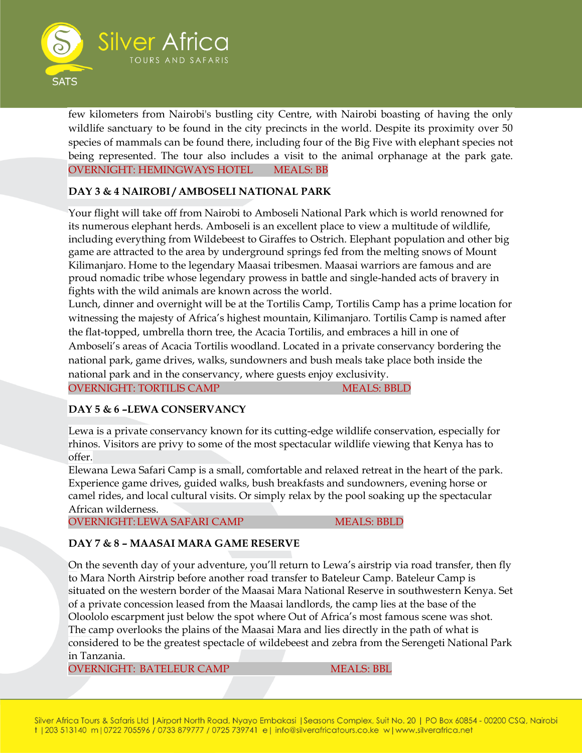few kilometers from Nairobi's bustling city Centre, with Nairobi boasting of having the only wildlife sanctuary to be found in the city precincts in the world. Despite its proximity over 50 species of mammals can be found there, including four of the Big Five with elephant species not being represented. The tour also includes a visit to the animal orphanage at the park gate.
OVERNIGHT: HEMINGWAYS HOTEL MEALS: BB

**DAY 3 & 4 NAIROBI / AMBOSELI NATIONAL PARK**

Your flight will take off from Nairobi to Amboseli National Park which is world renowned for its numerous elephant herds. Amboseli is an excellent place to view a multitude of wildlife, including everything from Wildebeest to Giraffes to Ostrich. Elephant population and other big game are attracted to the area by underground springs fed from the melting snows of Mount Kilimanjaro. Home to the legendary Maasai tribesmen. Maasai warriors are famous and are proud nomadic tribe whose legendary prowess in battle and single-handed acts of bravery in fights with the wild animals are known across the world.
Lunch, dinner and overnight will be at the Tortilis Camp, Tortilis Camp has a prime location for witnessing the majesty of Africa's highest mountain, Kilimanjaro. Tortilis Camp is named after the flat-topped, umbrella thorn tree, the Acacia Tortilis, and embraces a hill in one of Amboseli's areas of Acacia Tortilis woodland. Located in a private conservancy bordering the national park, game drives, walks, sundowners and bush meals take place both inside the national park and in the conservancy, where guests enjoy exclusivity.
OVERNIGHT: TORTILIS CAMP MEALS: BBLD

**DAY 5 & 6 –LEWA CONSERVANCY**

Lewa is a private conservancy known for its cutting-edge wildlife conservation, especially for rhinos. Visitors are privy to some of the most spectacular wildlife viewing that Kenya has to offer.
Elewana Lewa Safari Camp is a small, comfortable and relaxed retreat in the heart of the park. Experience game drives, guided walks, bush breakfasts and sundowners, evening horse or camel rides, and local cultural visits. Or simply relax by the pool soaking up the spectacular African wilderness.
OVERNIGHT: LEWA SAFARI CAMP MEALS: BBLD

**DAY 7 & 8 – MAASAI MARA GAME RESERVE**

On the seventh day of your adventure, you'll return to Lewa's airstrip via road transfer, then fly to Mara North Airstrip before another road transfer to Bateleur Camp. Bateleur Camp is situated on the western border of the Maasai Mara National Reserve in southwestern Kenya. Set of a private concession leased from the Maasai landlords, the camp lies at the base of the Oloololo escarpment just below the spot where Out of Africa's most famous scene was shot. The camp overlooks the plains of the Maasai Mara and lies directly in the path of what is considered to be the greatest spectacle of wildebeest and zebra from the Serengeti National Park in Tanzania.
OVERNIGHT: BATELEUR CAMP MEALS: BBL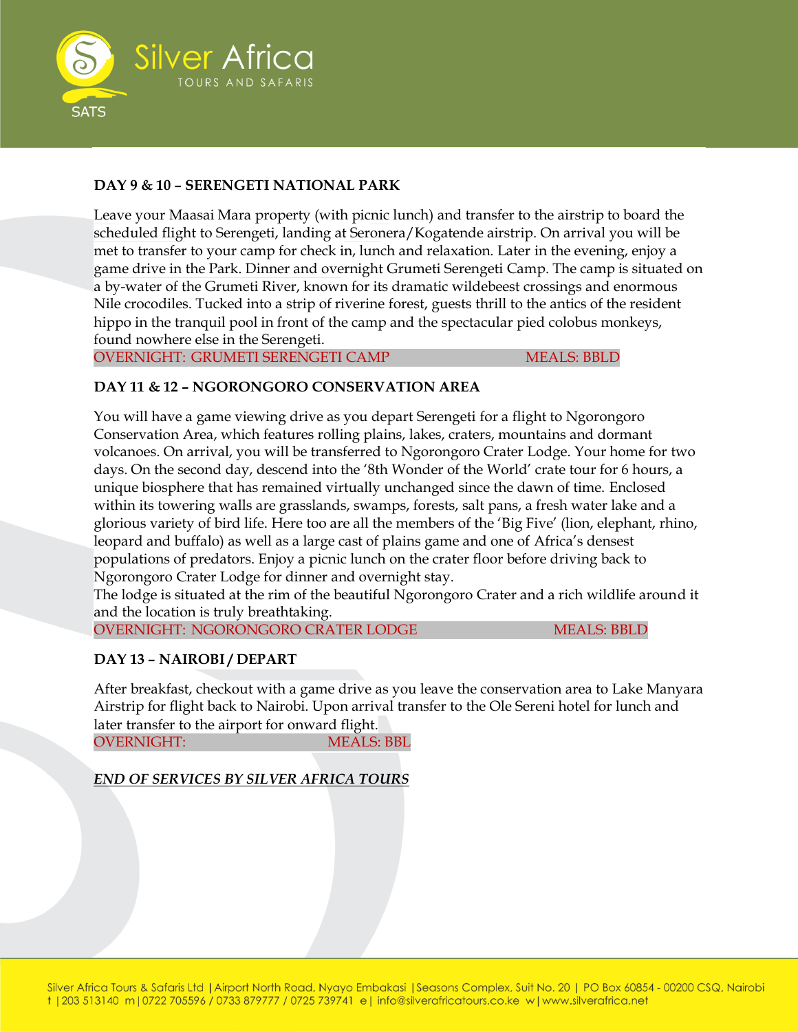**DAY 9 & 10 – SERENGETI NATIONAL PARK**

Leave your Maasai Mara property (with picnic lunch) and transfer to the airstrip to board the scheduled flight to Serengeti, landing at Seronera/Kogatende airstrip. On arrival you will be met to transfer to your camp for check in, lunch and relaxation. Later in the evening, enjoy a game drive in the Park. Dinner and overnight Grumeti Serengeti Camp. The camp is situated on a by-water of the Grumeti River, known for its dramatic wildebeest crossings and enormous Nile crocodiles. Tucked into a strip of riverine forest, guests thrill to the antics of the resident hippo in the tranquil pool in front of the camp and the spectacular pied colobus monkeys, found nowhere else in the Serengeti.

OVERNIGHT: GRUMETI SERENGETI CAMP MEALS: BBLD

**DAY 11 & 12 – NGORONGORO CONSERVATION AREA**

You will have a game viewing drive as you depart Serengeti for a flight to Ngorongoro Conservation Area, which features rolling plains, lakes, craters, mountains and dormant volcanoes. On arrival, you will be transferred to Ngorongoro Crater Lodge. Your home for two days. On the second day, descend into the '8th Wonder of the World' crate tour for 6 hours, a unique biosphere that has remained virtually unchanged since the dawn of time. Enclosed within its towering walls are grasslands, swamps, forests, salt pans, a fresh water lake and a glorious variety of bird life. Here too are all the members of the 'Big Five' (lion, elephant, rhino, leopard and buffalo) as well as a large cast of plains game and one of Africa's densest populations of predators. Enjoy a picnic lunch on the crater floor before driving back to Ngorongoro Crater Lodge for dinner and overnight stay.
The lodge is situated at the rim of the beautiful Ngorongoro Crater and a rich wildlife around it and the location is truly breathtaking.

OVERNIGHT: NGORONGORO CRATER LODGE MEALS: BBLD

**DAY 13 – NAIROBI / DEPART**

After breakfast, checkout with a game drive as you leave the conservation area to Lake Manyara Airstrip for flight back to Nairobi. Upon arrival transfer to the Ole Sereni hotel for lunch and later transfer to the airport for onward flight.

OVERNIGHT: MEALS: BBL

***END OF SERVICES BY SILVER AFRICA TOURS***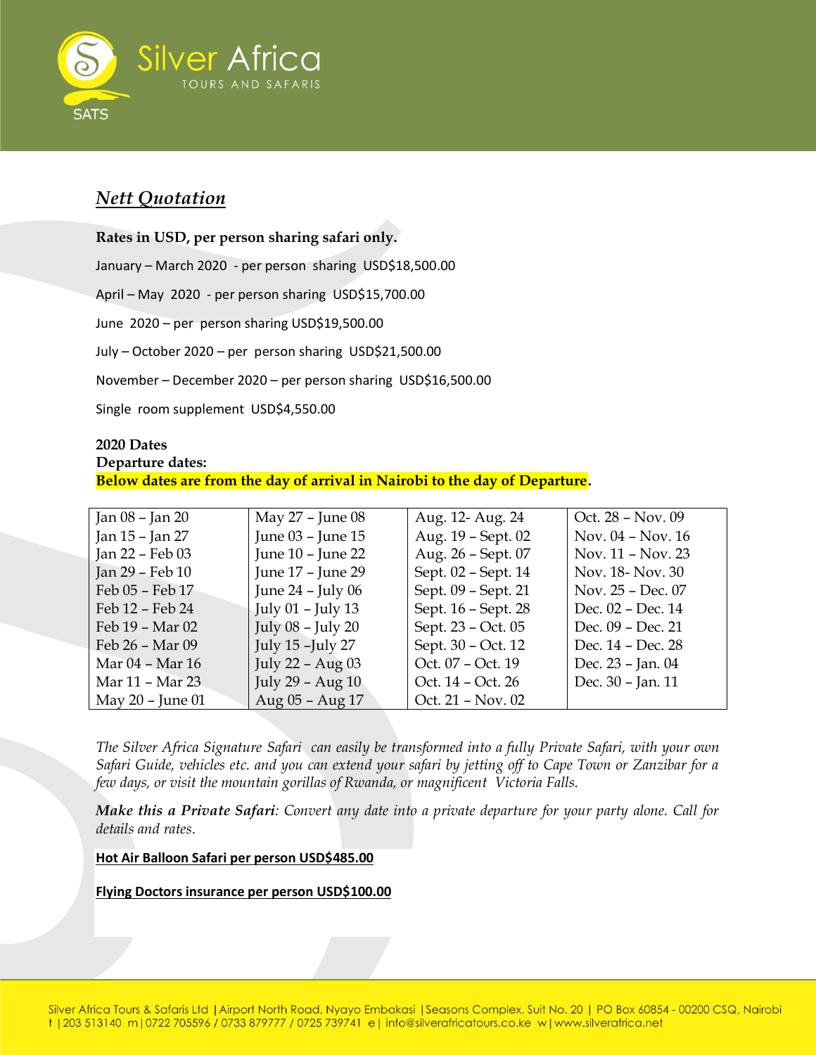## ***Nett Quotation***

**Rates in USD, per person sharing safari only.**

January – March 2020 - per person sharing USD$18,500.00

April – May 2020 - per person sharing USD$15,700.00

June 2020 – per person sharing USD$19,500.00

July – October 2020 – per person sharing USD$21,500.00

November – December 2020 – per person sharing USD$16,500.00

Single room supplement USD$4,550.00

**2020 Dates**
**Departure dates:**
**Below dates are from the day of arrival in Nairobi to the day of Departure.**

| | | | |
|---|---|---|---|
| Jan 08 – Jan 20 | May 27 – June 08 | Aug. 12- Aug. 24 | Oct. 28 – Nov. 09 |
| Jan 15 – Jan 27 | June 03 – June 15 | Aug. 19 – Sept. 02 | Nov. 04 – Nov. 16 |
| Jan 22 – Feb 03 | June 10 – June 22 | Aug. 26 – Sept. 07 | Nov. 11 – Nov. 23 |
| Jan 29 – Feb 10 | June 17 – June 29 | Sept. 02 – Sept. 14 | Nov. 18- Nov. 30 |
| Feb 05 – Feb 17 | June 24 – July 06 | Sept. 09 – Sept. 21 | Nov. 25 – Dec. 07 |
| Feb 12 – Feb 24 | July 01 – July 13 | Sept. 16 – Sept. 28 | Dec. 02 – Dec. 14 |
| Feb 19 – Mar 02 | July 08 – July 20 | Sept. 23 – Oct. 05 | Dec. 09 – Dec. 21 |
| Feb 26 – Mar 09 | July 15 –July 27 | Sept. 30 – Oct. 12 | Dec. 14 – Dec. 28 |
| Mar 04 – Mar 16 | July 22 – Aug 03 | Oct. 07 – Oct. 19 | Dec. 23 – Jan. 04 |
| Mar 11 – Mar 23 | July 29 – Aug 10 | Oct. 14 – Oct. 26 | Dec. 30 – Jan. 11 |
| May 20 – June 01 | Aug 05 – Aug 17 | Oct. 21 – Nov. 02 | |

*The Silver Africa Signature Safari can easily be transformed into a fully Private Safari, with your own Safari Guide, vehicles etc. and you can extend your safari by jetting off to Cape Town or Zanzibar for a few days, or visit the mountain gorillas of Rwanda, or magnificent Victoria Falls.*

***Make this a Private Safari**: Convert any date into a private departure for your party alone. Call for details and rates.*

**Hot Air Balloon Safari per person USD$485.00**

**Flying Doctors insurance per person USD$100.00**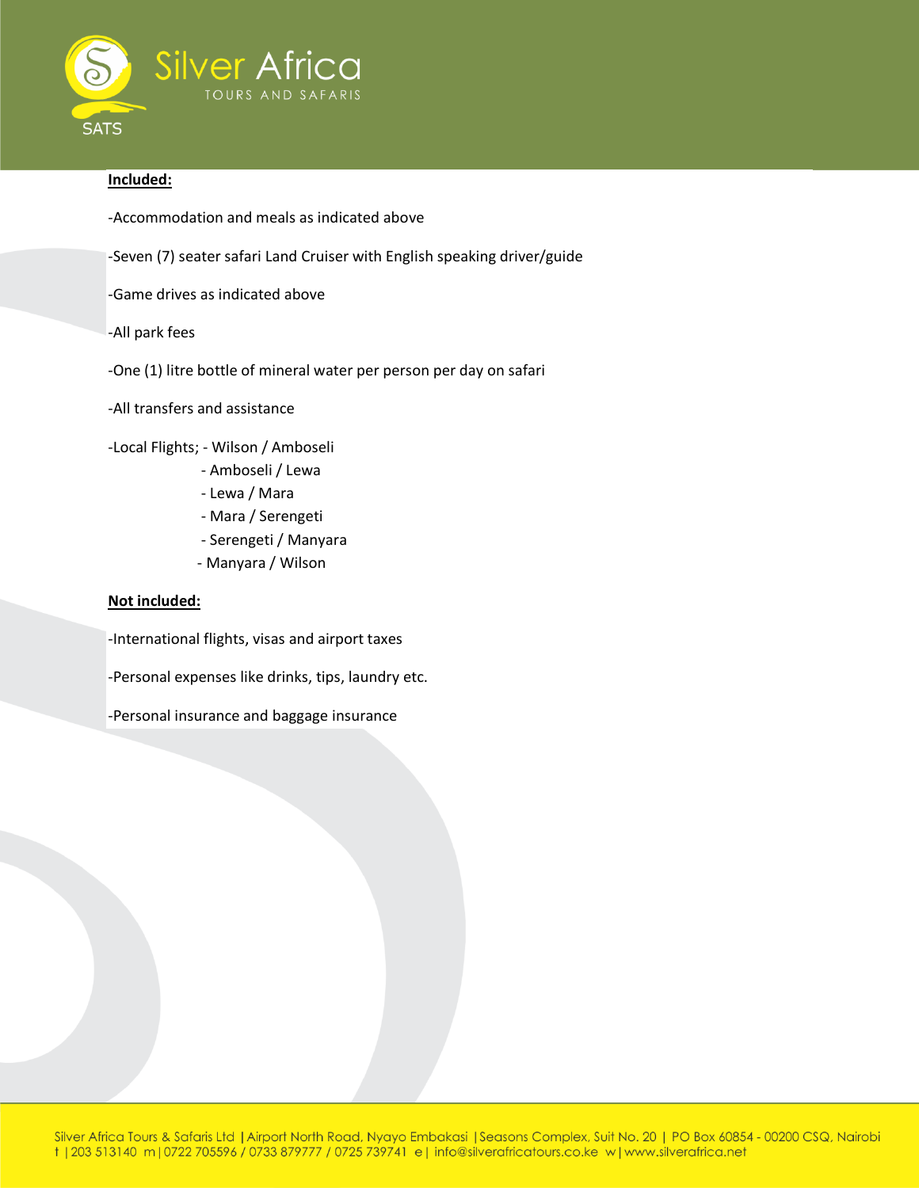**Included:**

-Accommodation and meals as indicated above

-Seven (7) seater safari Land Cruiser with English speaking driver/guide

-Game drives as indicated above

-All park fees

-One (1) litre bottle of mineral water per person per day on safari

-All transfers and assistance

-Local Flights; - Wilson / Amboseli
- Amboseli / Lewa
- Lewa / Mara
- Mara / Serengeti
- Serengeti / Manyara
- Manyara / Wilson

**Not included:**

-International flights, visas and airport taxes

-Personal expenses like drinks, tips, laundry etc.

-Personal insurance and baggage insurance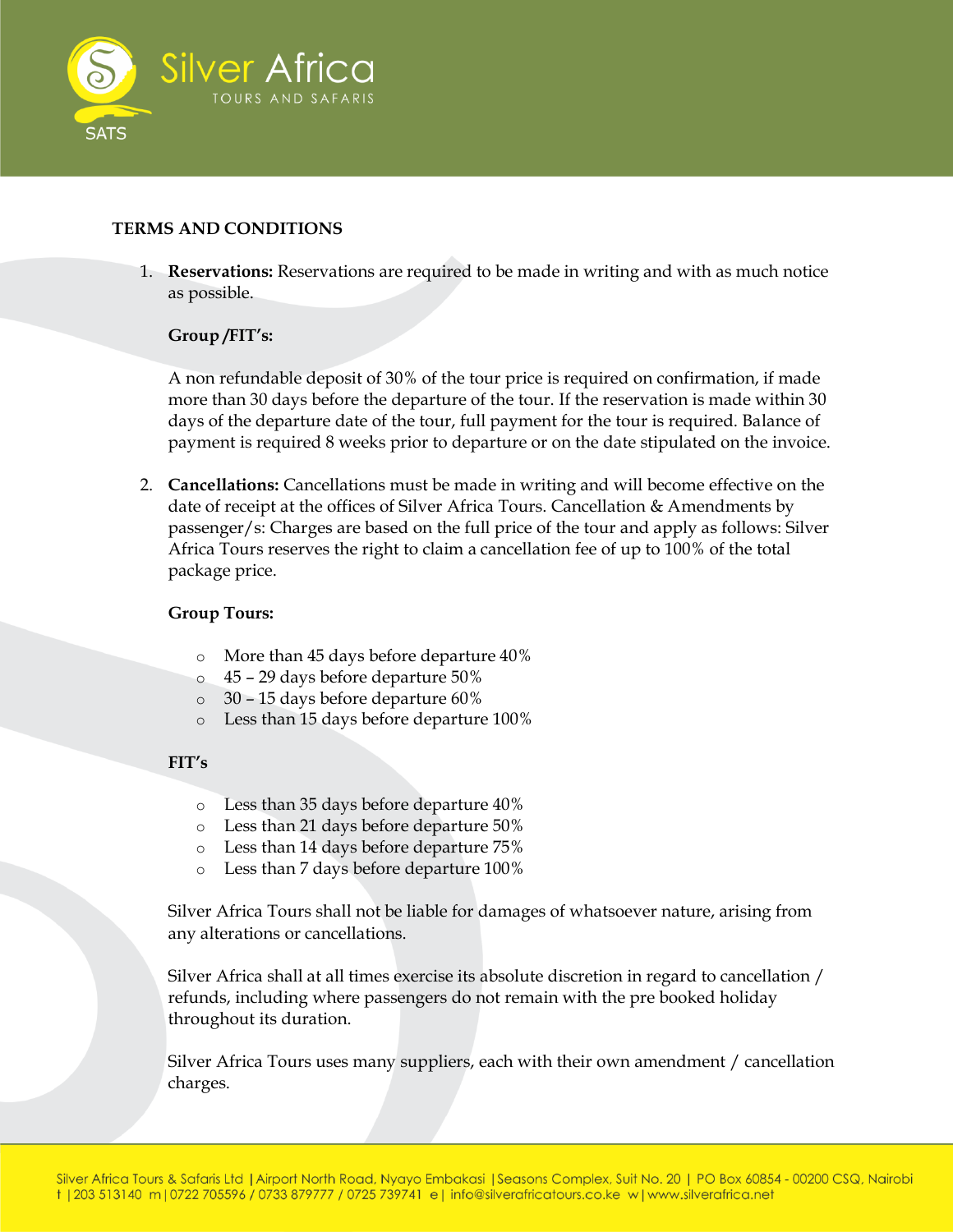## TERMS AND CONDITIONS

1. **Reservations:** Reservations are required to be made in writing and with as much notice as possible.

   **Group /FIT's:**

   A non refundable deposit of 30% of the tour price is required on confirmation, if made more than 30 days before the departure of the tour. If the reservation is made within 30 days of the departure date of the tour, full payment for the tour is required. Balance of payment is required 8 weeks prior to departure or on the date stipulated on the invoice.

2. **Cancellations:** Cancellations must be made in writing and will become effective on the date of receipt at the offices of Silver Africa Tours. Cancellation & Amendments by passenger/s: Charges are based on the full price of the tour and apply as follows: Silver Africa Tours reserves the right to claim a cancellation fee of up to 100% of the total package price.

   **Group Tours:**

   - More than 45 days before departure 40%
   - 45 – 29 days before departure 50%
   - 30 – 15 days before departure 60%
   - Less than 15 days before departure 100%

   **FIT's**

   - Less than 35 days before departure 40%
   - Less than 21 days before departure 50%
   - Less than 14 days before departure 75%
   - Less than 7 days before departure 100%

   Silver Africa Tours shall not be liable for damages of whatsoever nature, arising from any alterations or cancellations.

   Silver Africa shall at all times exercise its absolute discretion in regard to cancellation / refunds, including where passengers do not remain with the pre booked holiday throughout its duration.

   Silver Africa Tours uses many suppliers, each with their own amendment / cancellation charges.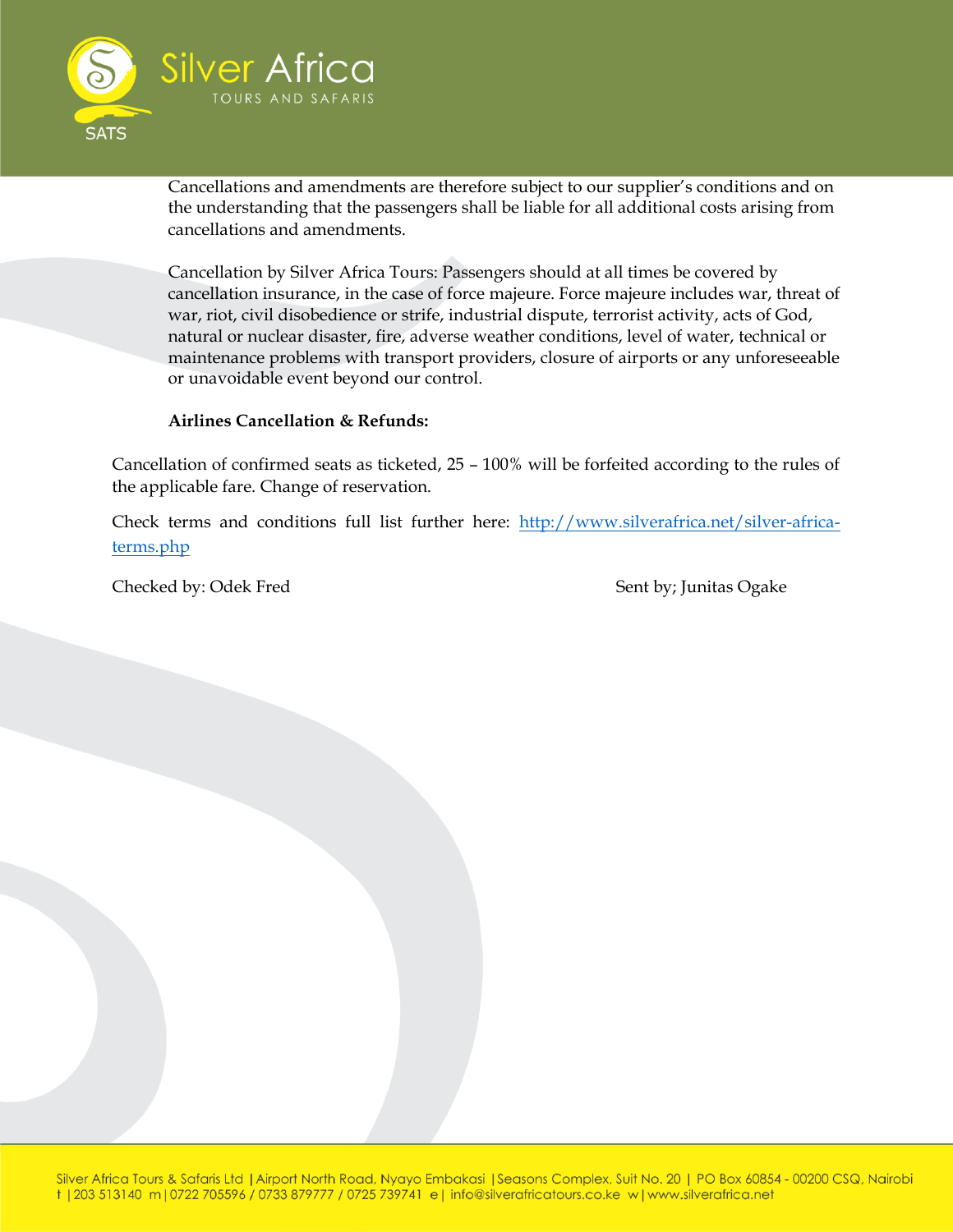Cancellations and amendments are therefore subject to our supplier's conditions and on the understanding that the passengers shall be liable for all additional costs arising from cancellations and amendments.

Cancellation by Silver Africa Tours: Passengers should at all times be covered by cancellation insurance, in the case of force majeure. Force majeure includes war, threat of war, riot, civil disobedience or strife, industrial dispute, terrorist activity, acts of God, natural or nuclear disaster, fire, adverse weather conditions, level of water, technical or maintenance problems with transport providers, closure of airports or any unforeseeable or unavoidable event beyond our control.

**Airlines Cancellation & Refunds:**

Cancellation of confirmed seats as ticketed, 25 – 100% will be forfeited according to the rules of the applicable fare. Change of reservation.

Check terms and conditions full list further here: [http://www.silverafrica.net/silver-africa-terms.php](http://www.silverafrica.net/silver-africa-terms.php)

Checked by: Odek Fred

Sent by; Junitas Ogake